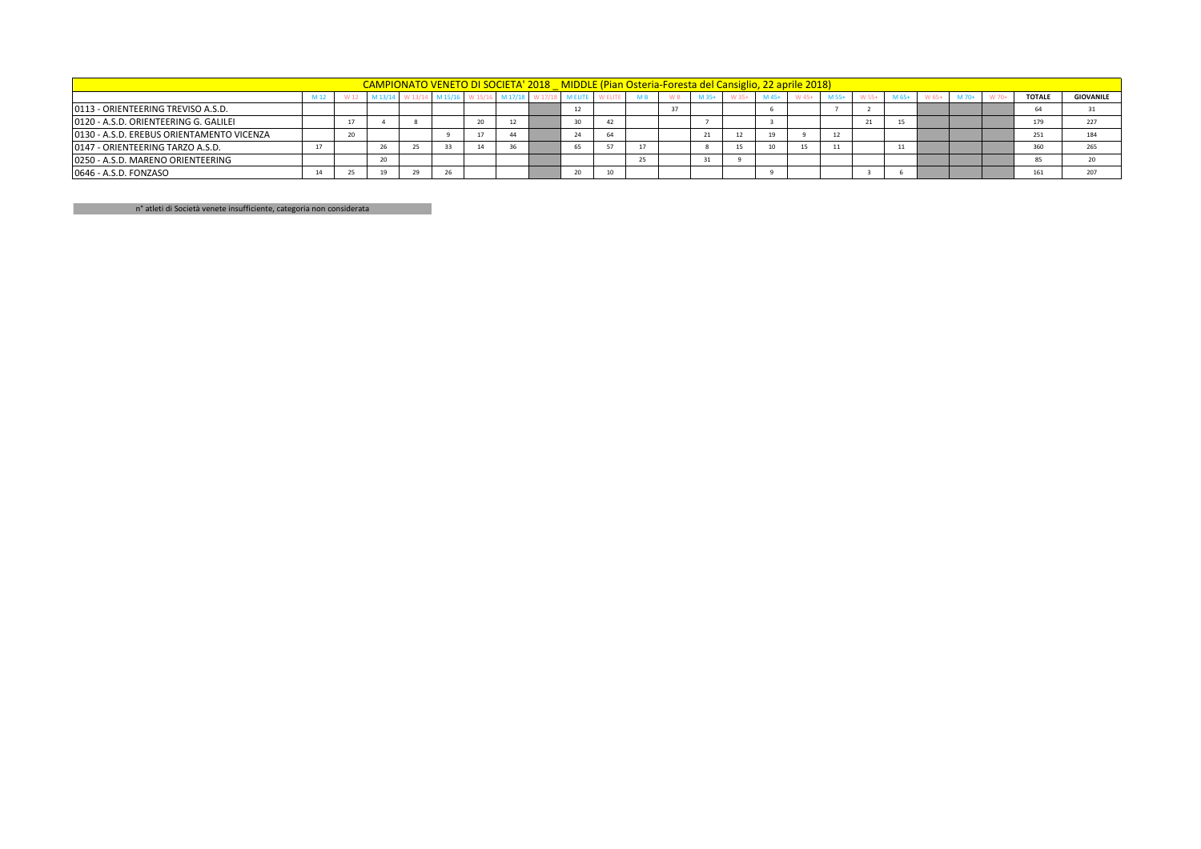| CAMPIONATO VENETO DI SOCIETA' 2018 _ MIDDLE (Pian Osteria-Foresta del Cansiglio, 22 aprile 2018) | | | | | | | | | | | | | | | | | | | | | | | | |
|---|---|---|---|---|---|---|---|---|---|---|---|---|---|---|---|---|---|---|---|---|---|---|---|---|
| | M 12 | W 12 | M 13/14 | W 13/14 | M 15/16 | W 15/16 | M 17/18 | W 17/18 | M ELITE | W ELITE | M B | W B | M 35+ | W 35+ | M 45+ | W 45+ | M 55+ | W 55+ | M 65+ | W 65+ | M 70+ | W 70+ | TOTALE | GIOVANILE |
| 0113 - ORIENTEERING TREVISO A.S.D. | | | | | | | | | 12 | | | 37 | | | 6 | | 7 | 2 | | | | | 64 | 31 |
| 0120 - A.S.D. ORIENTEERING G. GALILEI | | 17 | 4 | 8 | | 20 | 12 | | 30 | 42 | | | 7 | | 3 | | | 21 | 15 | | | | 179 | 227 |
| 0130 - A.S.D. EREBUS ORIENTAMENTO VICENZA | | 20 | | | 9 | 17 | 44 | | 24 | 64 | | | 21 | 12 | 19 | 9 | 12 | | | | | | 251 | 184 |
| 0147 - ORIENTEERING TARZO A.S.D. | 17 | | 26 | 25 | 33 | 14 | 36 | | 65 | 57 | 17 | | 8 | 15 | 10 | 15 | 11 | | 11 | | | | 360 | 265 |
| 0250 - A.S.D. MARENO ORIENTEERING | | | 20 | | | | | | | | 25 | | 31 | 9 | | | | | | | | | 85 | 20 |
| 0646 - A.S.D. FONZASO | 14 | 25 | 19 | 29 | 26 | | | | 20 | 10 | | | | | 9 | | | 3 | 6 | | | | 161 | 207 |

n° atleti di Società venete insufficiente, categoria non considerata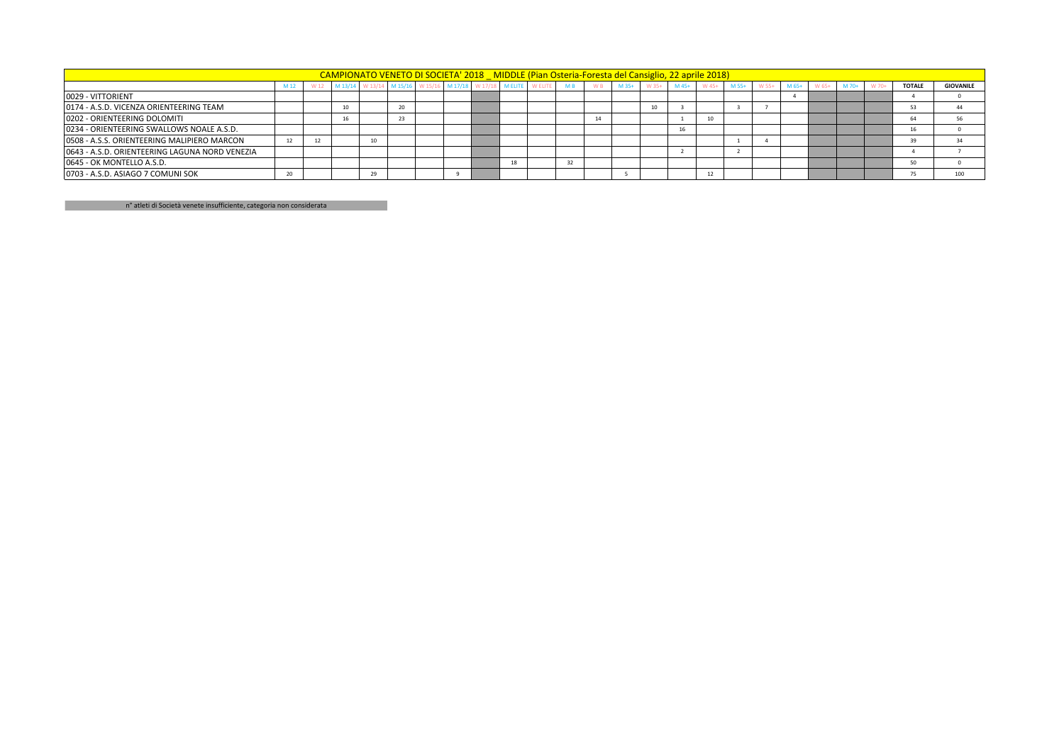| CAMPIONATO VENETO DI SOCIETA' 2018 _ MIDDLE (Pian Osteria-Foresta del Cansiglio, 22 aprile 2018) | | | | | | | | | | | | | | | | | | | | | | | | |
|---|---|---|---|---|---|---|---|---|---|---|---|---|---|---|---|---|---|---|---|---|---|---|---|---|
| | M 12 | W 12 | M 13/14 | W 13/14 | M 15/16 | W 15/16 | M 17/18 | W 17/18 | M ELITE | W ELITE | M B | W B | M 35+ | W 35+ | M 45+ | W 45+ | M 55+ | W 55+ | M 65+ | W 65+ | M 70+ | W 70+ | TOTALE | GIOVANILE |
| 0029 - VITTORIENT | | | | | | | | | | | | | | | | | | | 4 | | | | 4 | 0 |
| 0174 - A.S.D. VICENZA ORIENTEERING TEAM | | | 10 | | 20 | | | | | | | | | 10 | 3 | | 3 | 7 | | | | | 53 | 44 |
| 0202 - ORIENTEERING DOLOMITI | | | 16 | | 23 | | | | | | | 14 | | | 1 | 10 | | | | | | | 64 | 56 |
| 0234 - ORIENTEERING SWALLOWS NOALE A.S.D. | | | | | | | | | | | | | | | 16 | | | | | | | | 16 | 0 |
| 0508 - A.S.S. ORIENTEERING MALIPIERO MARCON | 12 | 12 | | 10 | | | | | | | | | | | | | 1 | 4 | | | | | 39 | 34 |
| 0643 - A.S.D. ORIENTEERING LAGUNA NORD VENEZIA | | | | | | | | | | | | | | | 2 | | 2 | | | | | | 4 | 7 |
| 0645 - OK MONTELLO A.S.D. | | | | | | | | | 18 | | 32 | | | | | | | | | | | | 50 | 0 |
| 0703 - A.S.D. ASIAGO 7 COMUNI SOK | 20 | | | 29 | | | 9 | | | | | | 5 | | | 12 | | | | | | | 75 | 100 |

n° atleti di Società venete insufficiente, categoria non considerata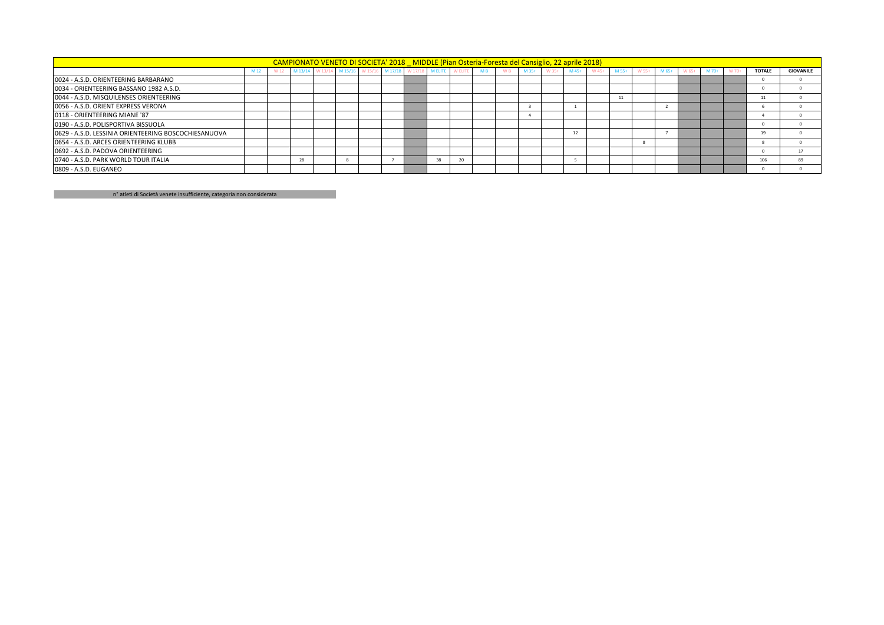| CAMPIONATO VENETO DI SOCIETA' 2018 _ MIDDLE (Pian Osteria-Foresta del Cansiglio, 22 aprile 2018) | | | | | | | | | | | | | | | | | | | | | | | | |
|---|---|---|---|---|---|---|---|---|---|---|---|---|---|---|---|---|---|---|---|---|---|---|---|---|
| | M 12 | W 12 | M 13/14 | W 13/14 | M 15/16 | W 15/16 | M 17/18 | W 17/18 | M ELITE | W ELITE | M B | W B | M 35+ | W 35+ | M 45+ | W 45+ | M 55+ | W 55+ | M 65+ | W 65+ | M 70+ | W 70+ | TOTALE | GIOVANILE |
| 0024 - A.S.D. ORIENTEERING BARBARANO | | | | | | | | | | | | | | | | | | | | | | | 0 | 0 |
| 0034 - ORIENTEERING BASSANO 1982 A.S.D. | | | | | | | | | | | | | | | | | | | | | | | 0 | 0 |
| 0044 - A.S.D. MISQUILENSES ORIENTEERING | | | | | | | | | | | | | | | | | 11 | | | | | | 11 | 0 |
| 0056 - A.S.D. ORIENT EXPRESS VERONA | | | | | | | | | | | | | 3 | | 1 | | | | 2 | | | | 6 | 0 |
| 0118 - ORIENTEERING MIANE '87 | | | | | | | | | | | | | 4 | | | | | | | | | | 4 | 0 |
| 0190 - A.S.D. POLISPORTIVA BISSUOLA | | | | | | | | | | | | | | | | | | | | | | | 0 | 0 |
| 0629 - A.S.D. LESSINIA ORIENTEERING BOSCOCHIESANUOVA | | | | | | | | | | | | | | | 12 | | | | 7 | | | | 19 | 0 |
| 0654 - A.S.D. ARCES ORIENTEERING KLUBB | | | | | | | | | | | | | | | | | | 8 | | | | | 8 | 0 |
| 0692 - A.S.D. PADOVA ORIENTEERING | | | | | | | | | | | | | | | | | | | | | | | 0 | 17 |
| 0740 - A.S.D. PARK WORLD TOUR ITALIA | | | 28 | | 8 | | 7 | | 38 | 20 | | | | | 5 | | | | | | | | 106 | 89 |
| 0809 - A.S.D. EUGANEO | | | | | | | | | | | | | | | | | | | | | | | 0 | 0 |

n° atleti di Società venete insufficiente, categoria non considerata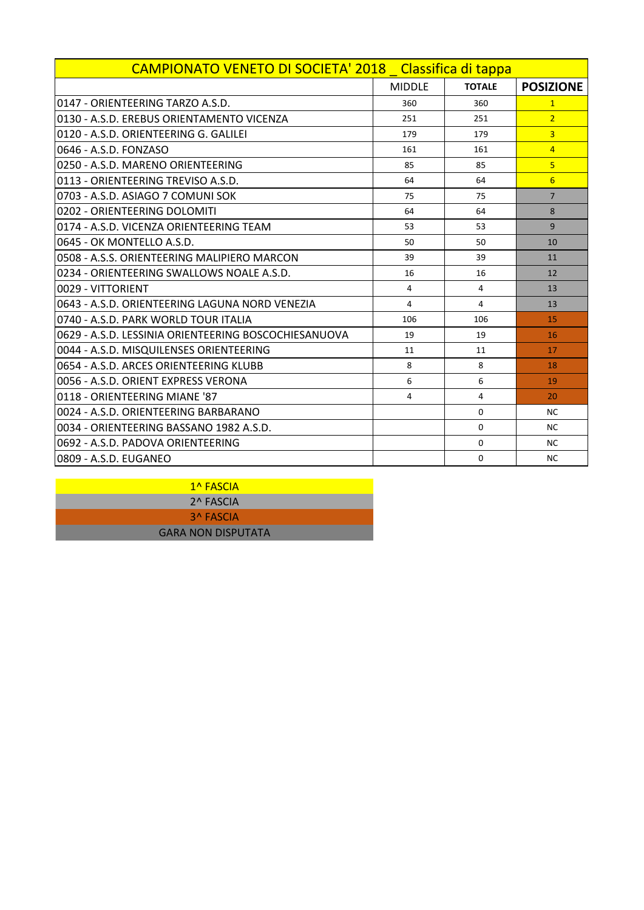| CAMPIONATO VENETO DI SOCIETA' 2018 _ Classifica di tappa | | | |
|---|---|---|---|
| | MIDDLE | TOTALE | POSIZIONE |
| 0147 - ORIENTEERING TARZO A.S.D. | 360 | 360 | 1 |
| 0130 - A.S.D. EREBUS ORIENTAMENTO VICENZA | 251 | 251 | 2 |
| 0120 - A.S.D. ORIENTEERING G. GALILEI | 179 | 179 | 3 |
| 0646 - A.S.D. FONZASO | 161 | 161 | 4 |
| 0250 - A.S.D. MARENO ORIENTEERING | 85 | 85 | 5 |
| 0113 - ORIENTEERING TREVISO A.S.D. | 64 | 64 | 6 |
| 0703 - A.S.D. ASIAGO 7 COMUNI SOK | 75 | 75 | 7 |
| 0202 - ORIENTEERING DOLOMITI | 64 | 64 | 8 |
| 0174 - A.S.D. VICENZA ORIENTEERING TEAM | 53 | 53 | 9 |
| 0645 - OK MONTELLO A.S.D. | 50 | 50 | 10 |
| 0508 - A.S.S. ORIENTEERING MALIPIERO MARCON | 39 | 39 | 11 |
| 0234 - ORIENTEERING SWALLOWS NOALE A.S.D. | 16 | 16 | 12 |
| 0029 - VITTORIENT | 4 | 4 | 13 |
| 0643 - A.S.D. ORIENTEERING LAGUNA NORD VENEZIA | 4 | 4 | 13 |
| 0740 - A.S.D. PARK WORLD TOUR ITALIA | 106 | 106 | 15 |
| 0629 - A.S.D. LESSINIA ORIENTEERING BOSCOCHIESANUOVA | 19 | 19 | 16 |
| 0044 - A.S.D. MISQUILENSES ORIENTEERING | 11 | 11 | 17 |
| 0654 - A.S.D. ARCES ORIENTEERING KLUBB | 8 | 8 | 18 |
| 0056 - A.S.D. ORIENT EXPRESS VERONA | 6 | 6 | 19 |
| 0118 - ORIENTEERING MIANE '87 | 4 | 4 | 20 |
| 0024 - A.S.D. ORIENTEERING BARBARANO | | 0 | NC |
| 0034 - ORIENTEERING BASSANO 1982 A.S.D. | | 0 | NC |
| 0692 - A.S.D. PADOVA ORIENTEERING | | 0 | NC |
| 0809 - A.S.D. EUGANEO | | 0 | NC |

| Legenda |
|---|
| 1^ FASCIA |
| 2^ FASCIA |
| 3^ FASCIA |
| GARA NON DISPUTATA |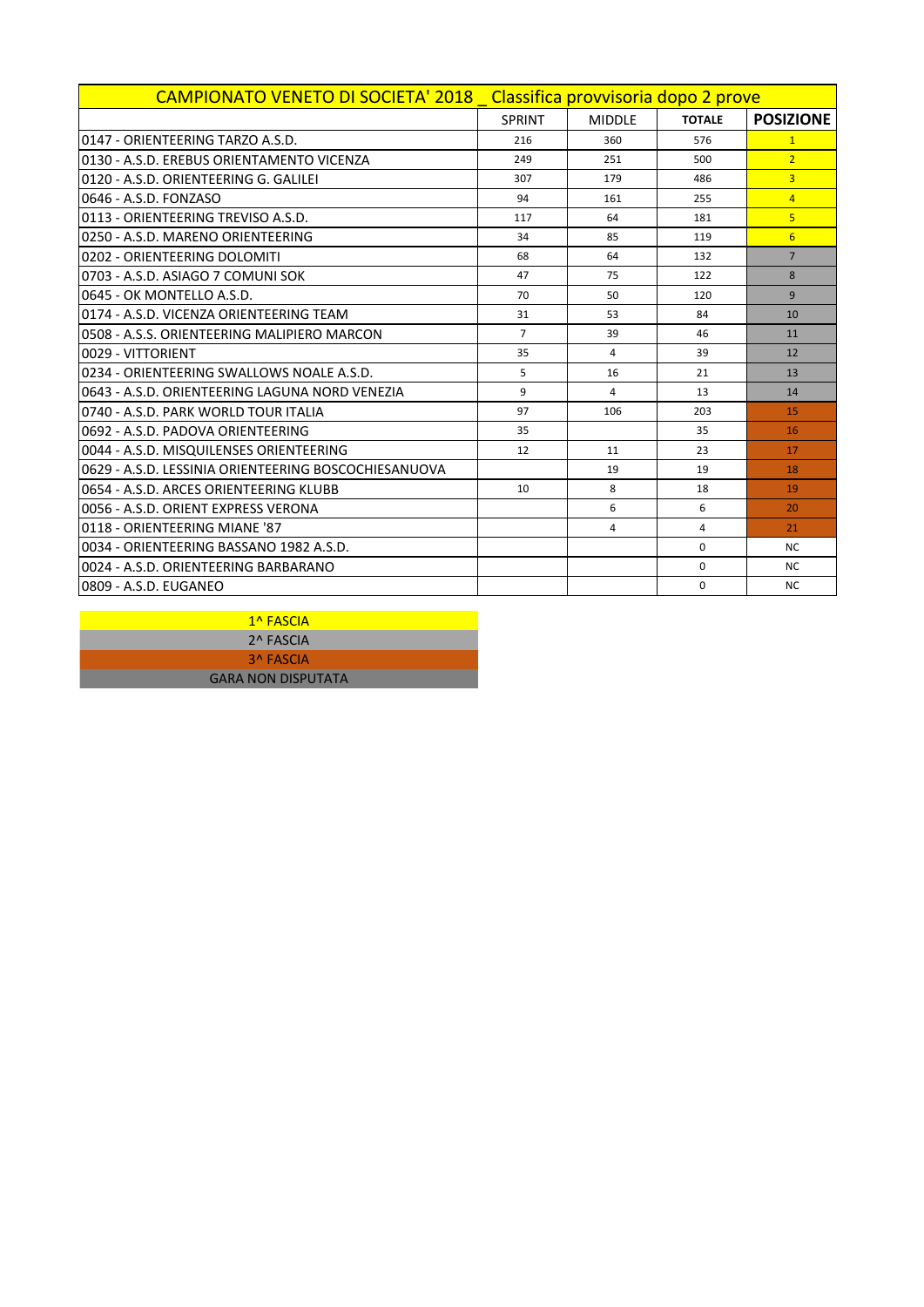| CAMPIONATO VENETO DI SOCIETA' 2018 _ Classifica provvisoria dopo 2 prove | | | | |
|---|---|---|---|---|
| | SPRINT | MIDDLE | TOTALE | POSIZIONE |
| 0147 - ORIENTEERING TARZO A.S.D. | 216 | 360 | 576 | 1 |
| 0130 - A.S.D. EREBUS ORIENTAMENTO VICENZA | 249 | 251 | 500 | 2 |
| 0120 - A.S.D. ORIENTEERING G. GALILEI | 307 | 179 | 486 | 3 |
| 0646 - A.S.D. FONZASO | 94 | 161 | 255 | 4 |
| 0113 - ORIENTEERING TREVISO A.S.D. | 117 | 64 | 181 | 5 |
| 0250 - A.S.D. MARENO ORIENTEERING | 34 | 85 | 119 | 6 |
| 0202 - ORIENTEERING DOLOMITI | 68 | 64 | 132 | 7 |
| 0703 - A.S.D. ASIAGO 7 COMUNI SOK | 47 | 75 | 122 | 8 |
| 0645 - OK MONTELLO A.S.D. | 70 | 50 | 120 | 9 |
| 0174 - A.S.D. VICENZA ORIENTEERING TEAM | 31 | 53 | 84 | 10 |
| 0508 - A.S.S. ORIENTEERING MALIPIERO MARCON | 7 | 39 | 46 | 11 |
| 0029 - VITTORIENT | 35 | 4 | 39 | 12 |
| 0234 - ORIENTEERING SWALLOWS NOALE A.S.D. | 5 | 16 | 21 | 13 |
| 0643 - A.S.D. ORIENTEERING LAGUNA NORD VENEZIA | 9 | 4 | 13 | 14 |
| 0740 - A.S.D. PARK WORLD TOUR ITALIA | 97 | 106 | 203 | 15 |
| 0692 - A.S.D. PADOVA ORIENTEERING | 35 | | 35 | 16 |
| 0044 - A.S.D. MISQUILENSES ORIENTEERING | 12 | 11 | 23 | 17 |
| 0629 - A.S.D. LESSINIA ORIENTEERING BOSCOCHIESANUOVA | | 19 | 19 | 18 |
| 0654 - A.S.D. ARCES ORIENTEERING KLUBB | 10 | 8 | 18 | 19 |
| 0056 - A.S.D. ORIENT EXPRESS VERONA | | 6 | 6 | 20 |
| 0118 - ORIENTEERING MIANE '87 | | 4 | 4 | 21 |
| 0034 - ORIENTEERING BASSANO 1982 A.S.D. | | | 0 | NC |
| 0024 - A.S.D. ORIENTEERING BARBARANO | | | 0 | NC |
| 0809 - A.S.D. EUGANEO | | | 0 | NC |

| Legenda |
|---|
| 1^ FASCIA |
| 2^ FASCIA |
| 3^ FASCIA |
| GARA NON DISPUTATA |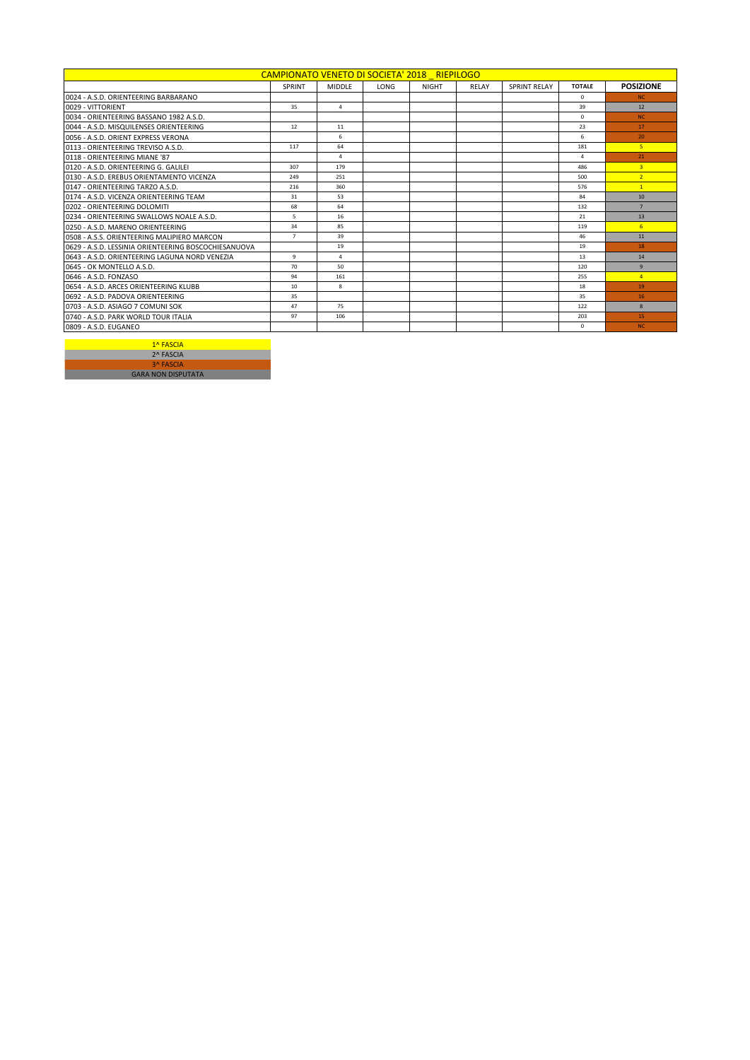| CAMPIONATO VENETO DI SOCIETA' 2018 _ RIEPILOGO | | | | | | | | |
|---|---|---|---|---|---|---|---|---|
| | SPRINT | MIDDLE | LONG | NIGHT | RELAY | SPRINT RELAY | TOTALE | POSIZIONE |
| 0024 - A.S.D. ORIENTEERING BARBARANO | | | | | | | 0 | NC |
| 0029 - VITTORIENT | 35 | 4 | | | | | 39 | 12 |
| 0034 - ORIENTEERING BASSANO 1982 A.S.D. | | | | | | | 0 | NC |
| 0044 - A.S.D. MISQUILENSES ORIENTEERING | 12 | 11 | | | | | 23 | 17 |
| 0056 - A.S.D. ORIENT EXPRESS VERONA | | 6 | | | | | 6 | 20 |
| 0113 - ORIENTEERING TREVISO A.S.D. | 117 | 64 | | | | | 181 | 5 |
| 0118 - ORIENTEERING MIANE '87 | | 4 | | | | | 4 | 21 |
| 0120 - A.S.D. ORIENTEERING G. GALILEI | 307 | 179 | | | | | 486 | 3 |
| 0130 - A.S.D. EREBUS ORIENTAMENTO VICENZA | 249 | 251 | | | | | 500 | 2 |
| 0147 - ORIENTEERING TARZO A.S.D. | 216 | 360 | | | | | 576 | 1 |
| 0174 - A.S.D. VICENZA ORIENTEERING TEAM | 31 | 53 | | | | | 84 | 10 |
| 0202 - ORIENTEERING DOLOMITI | 68 | 64 | | | | | 132 | 7 |
| 0234 - ORIENTEERING SWALLOWS NOALE A.S.D. | 5 | 16 | | | | | 21 | 13 |
| 0250 - A.S.D. MARENO ORIENTEERING | 34 | 85 | | | | | 119 | 6 |
| 0508 - A.S.S. ORIENTEERING MALIPIERO MARCON | 7 | 39 | | | | | 46 | 11 |
| 0629 - A.S.D. LESSINIA ORIENTEERING BOSCOCHIESANUOVA | | 19 | | | | | 19 | 18 |
| 0643 - A.S.D. ORIENTEERING LAGUNA NORD VENEZIA | 9 | 4 | | | | | 13 | 14 |
| 0645 - OK MONTELLO A.S.D. | 70 | 50 | | | | | 120 | 9 |
| 0646 - A.S.D. FONZASO | 94 | 161 | | | | | 255 | 4 |
| 0654 - A.S.D. ARCES ORIENTEERING KLUBB | 10 | 8 | | | | | 18 | 19 |
| 0692 - A.S.D. PADOVA ORIENTEERING | 35 | | | | | | 35 | 16 |
| 0703 - A.S.D. ASIAGO 7 COMUNI SOK | 47 | 75 | | | | | 122 | 8 |
| 0740 - A.S.D. PARK WORLD TOUR ITALIA | 97 | 106 | | | | | 203 | 15 |
| 0809 - A.S.D. EUGANEO | | | | | | | 0 | NC |

1^ FASCIA
2^ FASCIA
3^ FASCIA
GARA NON DISPUTATA